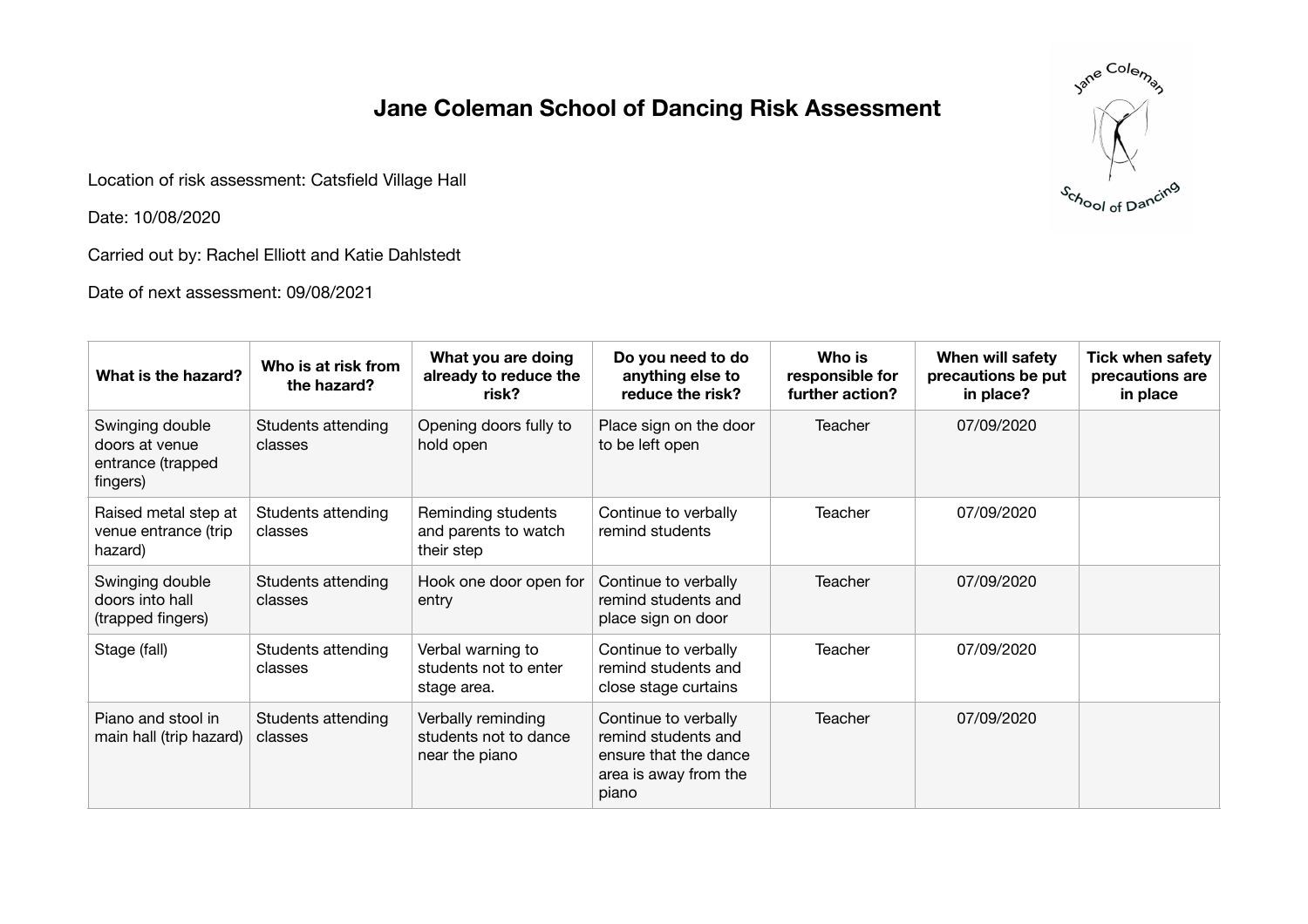# Jane Coleman School of Dancing Risk Assessment

Location of risk assessment: Catsfield Village Hall

Date: 10/08/2020

Carried out by: Rachel Elliott and Katie Dahlstedt

Date of next assessment: 09/08/2021

| What is the hazard? | Who is at risk from the hazard? | What you are doing already to reduce the risk? | Do you need to do anything else to reduce the risk? | Who is responsible for further action? | When will safety precautions be put in place? | Tick when safety precautions are in place |
|---|---|---|---|---|---|---|
| Swinging double doors at venue entrance (trapped fingers) | Students attending classes | Opening doors fully to hold open | Place sign on the door to be left open | Teacher | 07/09/2020 | |
| Raised metal step at venue entrance (trip hazard) | Students attending classes | Reminding students and parents to watch their step | Continue to verbally remind students | Teacher | 07/09/2020 | |
| Swinging double doors into hall (trapped fingers) | Students attending classes | Hook one door open for entry | Continue to verbally remind students and place sign on door | Teacher | 07/09/2020 | |
| Stage (fall) | Students attending classes | Verbal warning to students not to enter stage area. | Continue to verbally remind students and close stage curtains | Teacher | 07/09/2020 | |
| Piano and stool in main hall (trip hazard) | Students attending classes | Verbally reminding students not to dance near the piano | Continue to verbally remind students and ensure that the dance area is away from the piano | Teacher | 07/09/2020 | |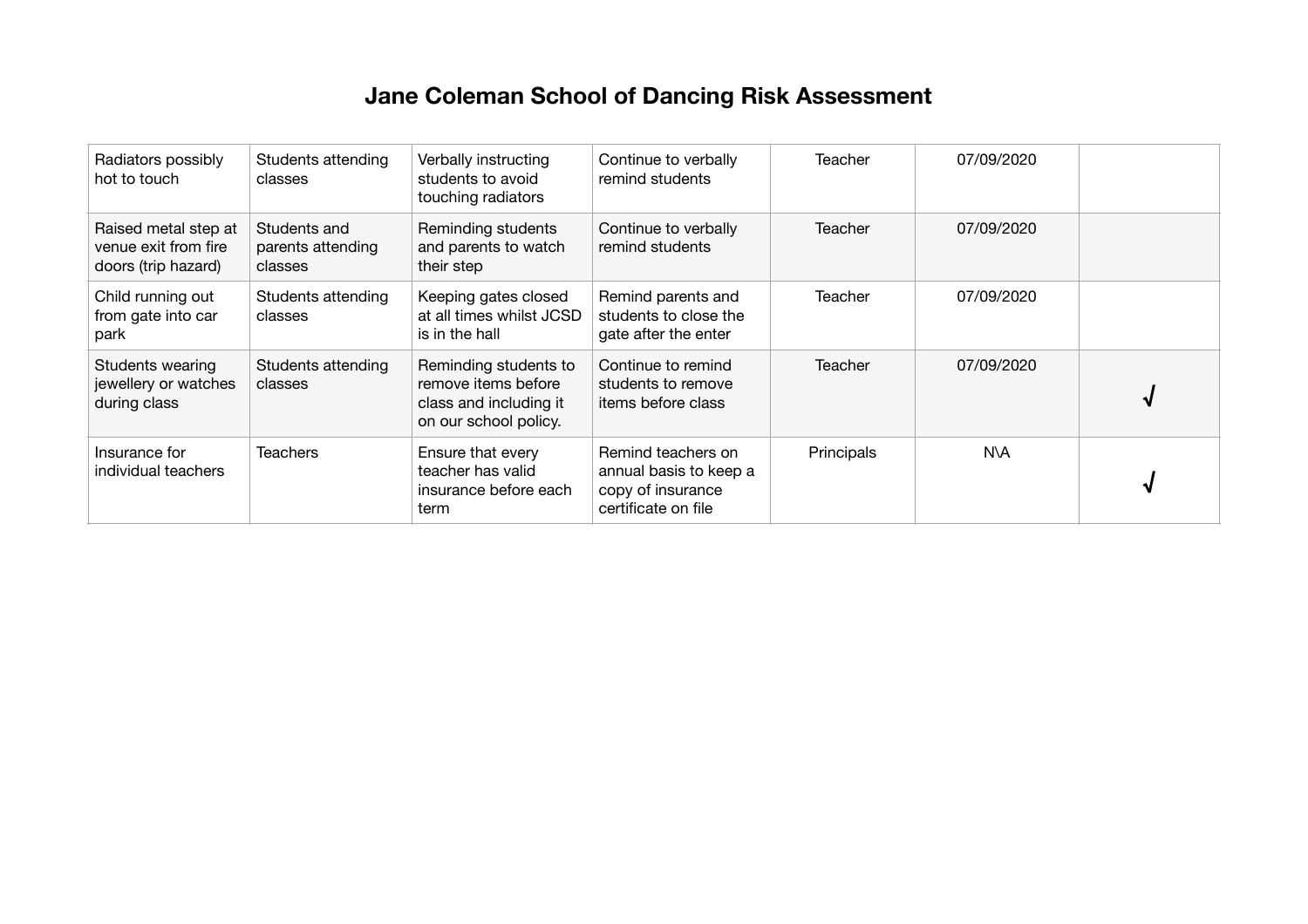# Jane Coleman School of Dancing Risk Assessment

| | | | | | | |
|---|---|---|---|---|---|---|
| Radiators possibly hot to touch | Students attending classes | Verbally instructing students to avoid touching radiators | Continue to verbally remind students | Teacher | 07/09/2020 | |
| Raised metal step at venue exit from fire doors (trip hazard) | Students and parents attending classes | Reminding students and parents to watch their step | Continue to verbally remind students | Teacher | 07/09/2020 | |
| Child running out from gate into car park | Students attending classes | Keeping gates closed at all times whilst JCSD is in the hall | Remind parents and students to close the gate after the enter | Teacher | 07/09/2020 | |
| Students wearing jewellery or watches during class | Students attending classes | Reminding students to remove items before class and including it on our school policy. | Continue to remind students to remove items before class | Teacher | 07/09/2020 | √ |
| Insurance for individual teachers | Teachers | Ensure that every teacher has valid insurance before each term | Remind teachers on annual basis to keep a copy of insurance certificate on file | Principals | N\A | √ |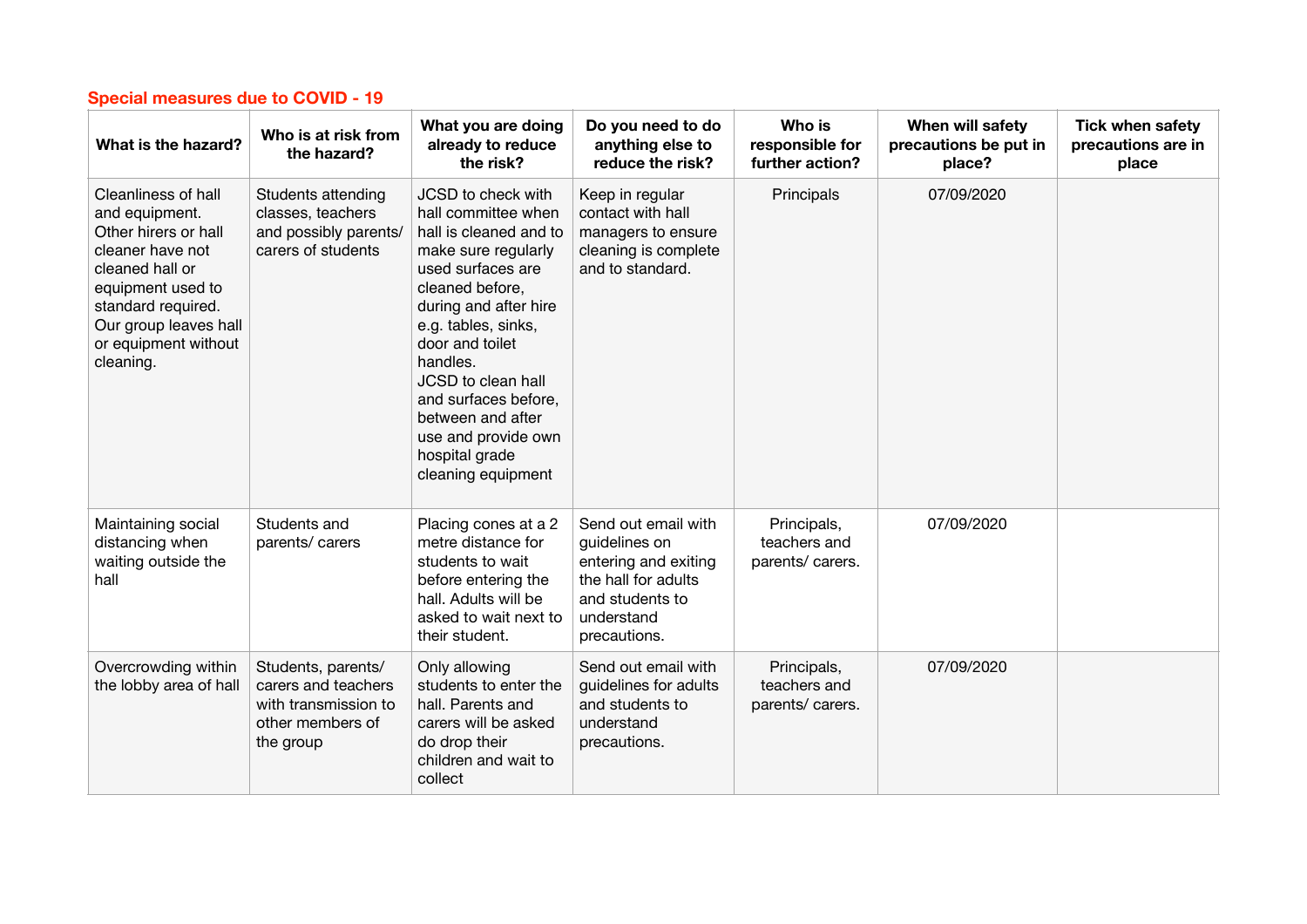## Special measures due to COVID - 19

| What is the hazard? | Who is at risk from the hazard? | What you are doing already to reduce the risk? | Do you need to do anything else to reduce the risk? | Who is responsible for further action? | When will safety precautions be put in place? | Tick when safety precautions are in place |
|---|---|---|---|---|---|---|
| Cleanliness of hall and equipment. Other hirers or hall cleaner have not cleaned hall or equipment used to standard required. Our group leaves hall or equipment without cleaning. | Students attending classes, teachers and possibly parents/ carers of students | JCSD to check with hall committee when hall is cleaned and to make sure regularly used surfaces are cleaned before, during and after hire e.g. tables, sinks, door and toilet handles. JCSD to clean hall and surfaces before, between and after use and provide own hospital grade cleaning equipment | Keep in regular contact with hall managers to ensure cleaning is complete and to standard. | Principals | 07/09/2020 | |
| Maintaining social distancing when waiting outside the hall | Students and parents/ carers | Placing cones at a 2 metre distance for students to wait before entering the hall. Adults will be asked to wait next to their student. | Send out email with guidelines on entering and exiting the hall for adults and students to understand precautions. | Principals, teachers and parents/ carers. | 07/09/2020 | |
| Overcrowding within the lobby area of hall | Students, parents/ carers and teachers with transmission to other members of the group | Only allowing students to enter the hall. Parents and carers will be asked do drop their children and wait to collect | Send out email with guidelines for adults and students to understand precautions. | Principals, teachers and parents/ carers. | 07/09/2020 | |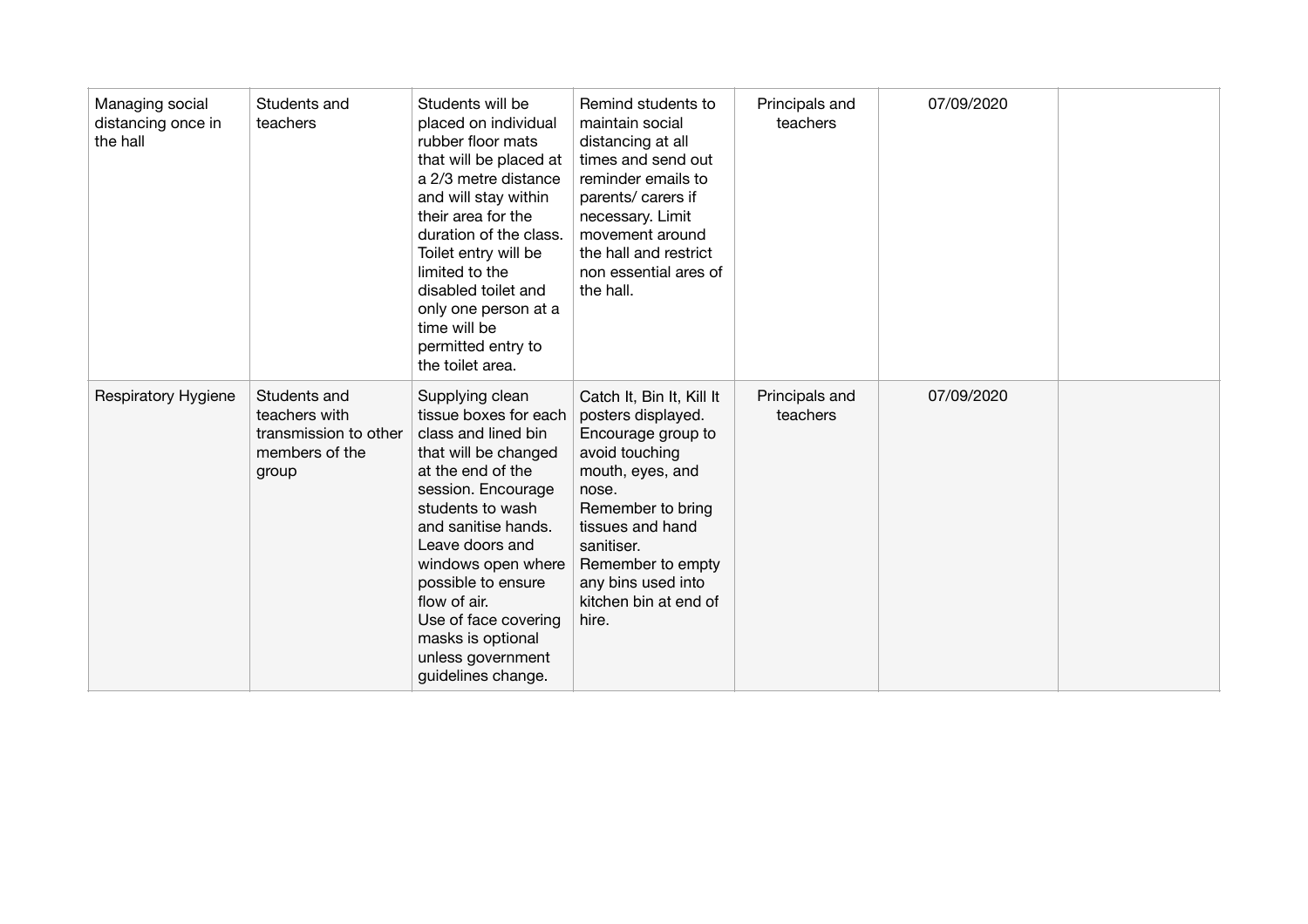| | | | | | | |
|---|---|---|---|---|---|---|
| Managing social distancing once in the hall | Students and teachers | Students will be placed on individual rubber floor mats that will be placed at a 2/3 metre distance and will stay within their area for the duration of the class. Toilet entry will be limited to the disabled toilet and only one person at a time will be permitted entry to the toilet area. | Remind students to maintain social distancing at all times and send out reminder emails to parents/ carers if necessary. Limit movement around the hall and restrict non essential ares of the hall. | Principals and teachers | 07/09/2020 | |
| Respiratory Hygiene | Students and teachers with transmission to other members of the group | Supplying clean tissue boxes for each class and lined bin that will be changed at the end of the session. Encourage students to wash and sanitise hands. Leave doors and windows open where possible to ensure flow of air. Use of face covering masks is optional unless government guidelines change. | Catch It, Bin It, Kill It posters displayed. Encourage group to avoid touching mouth, eyes, and nose. Remember to bring tissues and hand sanitiser. Remember to empty any bins used into kitchen bin at end of hire. | Principals and teachers | 07/09/2020 | |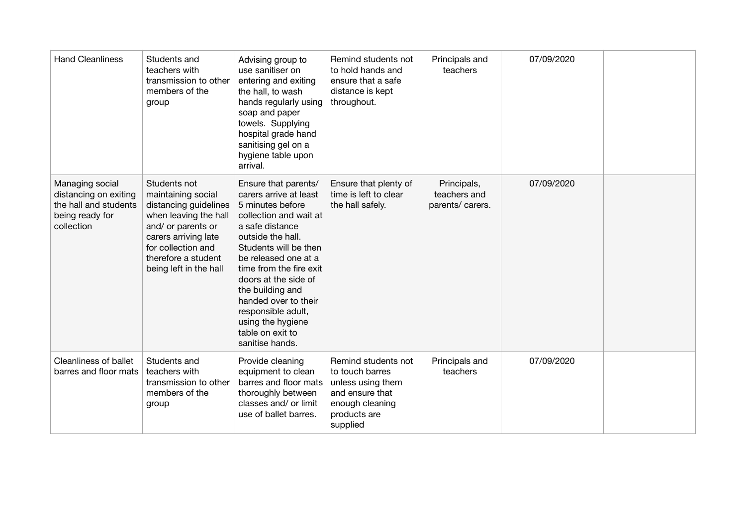| | | | | | | |
|---|---|---|---|---|---|---|
| Hand Cleanliness | Students and teachers with transmission to other members of the group | Advising group to use sanitiser on entering and exiting the hall, to wash hands regularly using soap and paper towels. Supplying hospital grade hand sanitising gel on a hygiene table upon arrival. | Remind students not to hold hands and ensure that a safe distance is kept throughout. | Principals and teachers | 07/09/2020 | |
| Managing social distancing on exiting the hall and students being ready for collection | Students not maintaining social distancing guidelines when leaving the hall and/ or parents or carers arriving late for collection and therefore a student being left in the hall | Ensure that parents/ carers arrive at least 5 minutes before collection and wait at a safe distance outside the hall. Students will be then be released one at a time from the fire exit doors at the side of the building and handed over to their responsible adult, using the hygiene table on exit to sanitise hands. | Ensure that plenty of time is left to clear the hall safely. | Principals, teachers and parents/ carers. | 07/09/2020 | |
| Cleanliness of ballet barres and floor mats | Students and teachers with transmission to other members of the group | Provide cleaning equipment to clean barres and floor mats thoroughly between classes and/ or limit use of ballet barres. | Remind students not to touch barres unless using them and ensure that enough cleaning products are supplied | Principals and teachers | 07/09/2020 | |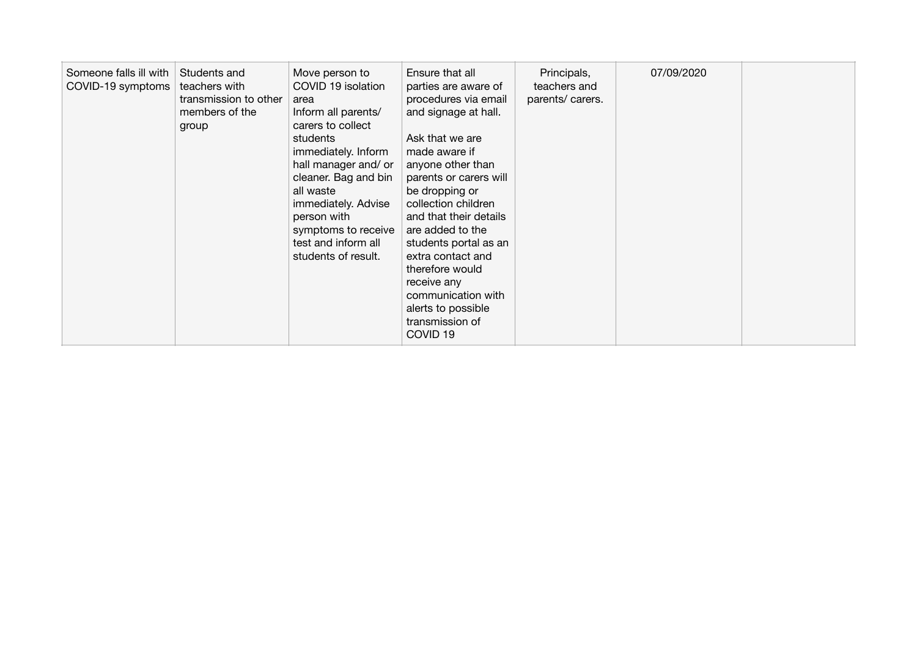| | | | | | | |
|---|---|---|---|---|---|---|
| Someone falls ill with COVID-19 symptoms | Students and teachers with transmission to other members of the group | Move person to COVID 19 isolation area<br>Inform all parents/ carers to collect students immediately. Inform hall manager and/ or cleaner. Bag and bin all waste immediately. Advise person with symptoms to receive test and inform all students of result. | Ensure that all parties are aware of procedures via email and signage at hall.<br><br>Ask that we are made aware if anyone other than parents or carers will be dropping or collection children and that their details are added to the students portal as an extra contact and therefore would receive any communication with alerts to possible transmission of COVID 19 | Principals, teachers and parents/ carers. | 07/09/2020 | |